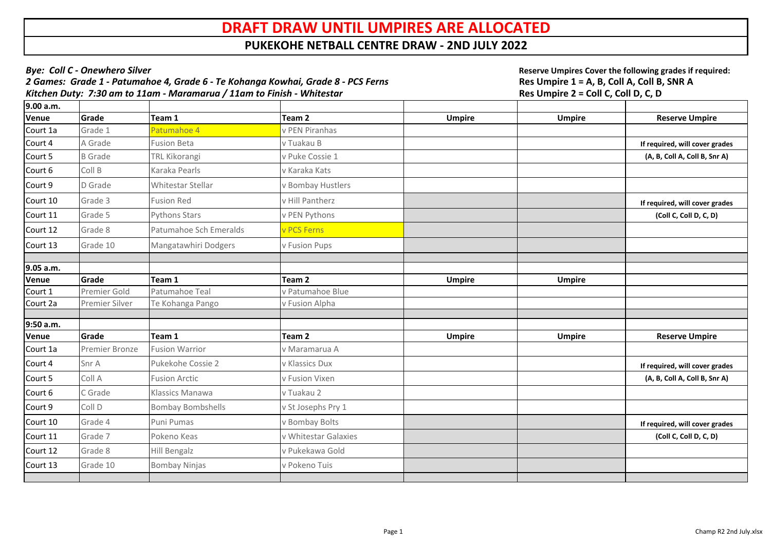# DRAFT DRAW UNTIL UMPIRES ARE ALLOCATED

## PUKEKOHE NETBALL CENTRE DRAW - 2ND JULY 2022

***Bye: Coll C - Onewhero Silver***
***2 Games: Grade 1 - Patumahoe 4, Grade 6 - Te Kohanga Kowhai, Grade 8 - PCS Ferns***
***Kitchen Duty: 7:30 am to 11am - Maramarua / 11am to Finish - Whitestar***

**Reserve Umpires Cover the following grades if required:**
**Res Umpire 1 = A, B, Coll A, Coll B, SNR A**
**Res Umpire 2 = Coll C, Coll D, C, D**

| 9.00 a.m. | | | | | | |
|---|---|---|---|---|---|---|
| **Venue** | **Grade** | **Team 1** | **Team 2** | **Umpire** | **Umpire** | **Reserve Umpire** |
| Court 1a | Grade 1 | Patumahoe 4 | v PEN Piranhas | | | |
| Court 4 | A Grade | Fusion Beta | v Tuakau B | | | **If required, will cover grades** |
| Court 5 | B Grade | TRL Kikorangi | v Puke Cossie 1 | | | **(A, B, Coll A, Coll B, Snr A)** |
| Court 6 | Coll B | Karaka Pearls | v Karaka Kats | | | |
| Court 9 | D Grade | Whitestar Stellar | v Bombay Hustlers | | | |
| Court 10 | Grade 3 | Fusion Red | v Hill Pantherz | | | **If required, will cover grades** |
| Court 11 | Grade 5 | Pythons Stars | v PEN Pythons | | | **(Coll C, Coll D, C, D)** |
| Court 12 | Grade 8 | Patumahoe Sch Emeralds | v PCS Ferns | | | |
| Court 13 | Grade 10 | Mangatawhiri Dodgers | v Fusion Pups | | | |
| | | | | | | |
| **9.05 a.m.** | | | | | | |
| **Venue** | **Grade** | **Team 1** | **Team 2** | **Umpire** | **Umpire** | |
| Court 1 | Premier Gold | Patumahoe Teal | v Patumahoe Blue | | | |
| Court 2a | Premier Silver | Te Kohanga Pango | v Fusion Alpha | | | |
| | | | | | | |
| **9:50 a.m.** | | | | | | |
| **Venue** | **Grade** | **Team 1** | **Team 2** | **Umpire** | **Umpire** | **Reserve Umpire** |
| Court 1a | Premier Bronze | Fusion Warrior | v Maramarua A | | | |
| Court 4 | Snr A | Pukekohe Cossie 2 | v Klassics Dux | | | **If required, will cover grades** |
| Court 5 | Coll A | Fusion Arctic | v Fusion Vixen | | | **(A, B, Coll A, Coll B, Snr A)** |
| Court 6 | C Grade | Klassics Manawa | v Tuakau 2 | | | |
| Court 9 | Coll D | Bombay Bombshells | v St Josephs Pry 1 | | | |
| Court 10 | Grade 4 | Puni Pumas | v Bombay Bolts | | | **If required, will cover grades** |
| Court 11 | Grade 7 | Pokeno Keas | v Whitestar Galaxies | | | **(Coll C, Coll D, C, D)** |
| Court 12 | Grade 8 | Hill Bengalz | v Pukekawa Gold | | | |
| Court 13 | Grade 10 | Bombay Ninjas | v Pokeno Tuis | | | |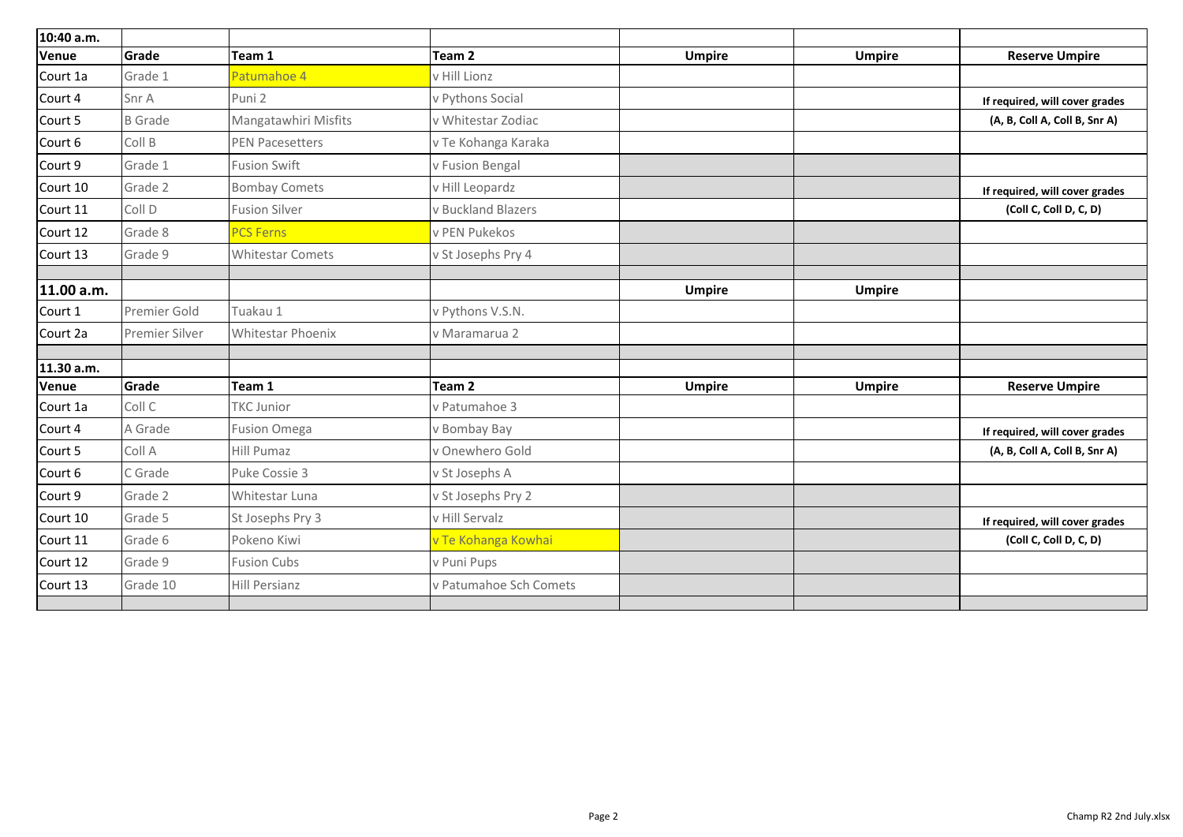| 10:40 a.m. | | | | | | |
|---|---|---|---|---|---|---|
| **Venue** | **Grade** | **Team 1** | **Team 2** | **Umpire** | **Umpire** | **Reserve Umpire** |
| Court 1a | Grade 1 | Patumahoe 4 | v Hill Lionz | | | |
| Court 4 | Snr A | Puni 2 | v Pythons Social | | | **If required, will cover grades** |
| Court 5 | B Grade | Mangatawhiri Misfits | v Whitestar Zodiac | | | **(A, B, Coll A, Coll B, Snr A)** |
| Court 6 | Coll B | PEN Pacesetters | v Te Kohanga Karaka | | | |
| Court 9 | Grade 1 | Fusion Swift | v Fusion Bengal | | | |
| Court 10 | Grade 2 | Bombay Comets | v Hill Leopardz | | | **If required, will cover grades** |
| Court 11 | Coll D | Fusion Silver | v Buckland Blazers | | | **(Coll C, Coll D, C, D)** |
| Court 12 | Grade 8 | PCS Ferns | v PEN Pukekos | | | |
| Court 13 | Grade 9 | Whitestar Comets | v St Josephs Pry 4 | | | |
| | | | | | | |
| **11.00 a.m.** | | | | **Umpire** | **Umpire** | |
| Court 1 | Premier Gold | Tuakau 1 | v Pythons V.S.N. | | | |
| Court 2a | Premier Silver | Whitestar Phoenix | v Maramarua 2 | | | |
| | | | | | | |
| **11.30 a.m.** | | | | | | |
| **Venue** | **Grade** | **Team 1** | **Team 2** | **Umpire** | **Umpire** | **Reserve Umpire** |
| Court 1a | Coll C | TKC Junior | v Patumahoe 3 | | | |
| Court 4 | A Grade | Fusion Omega | v Bombay Bay | | | **If required, will cover grades** |
| Court 5 | Coll A | Hill Pumaz | v Onewhero Gold | | | **(A, B, Coll A, Coll B, Snr A)** |
| Court 6 | C Grade | Puke Cossie 3 | v St Josephs A | | | |
| Court 9 | Grade 2 | Whitestar Luna | v St Josephs Pry 2 | | | |
| Court 10 | Grade 5 | St Josephs Pry 3 | v Hill Servalz | | | **If required, will cover grades** |
| Court 11 | Grade 6 | Pokeno Kiwi | v Te Kohanga Kowhai | | | **(Coll C, Coll D, C, D)** |
| Court 12 | Grade 9 | Fusion Cubs | v Puni Pups | | | |
| Court 13 | Grade 10 | Hill Persianz | v Patumahoe Sch Comets | | | |

Champ R2 2nd July.xlsx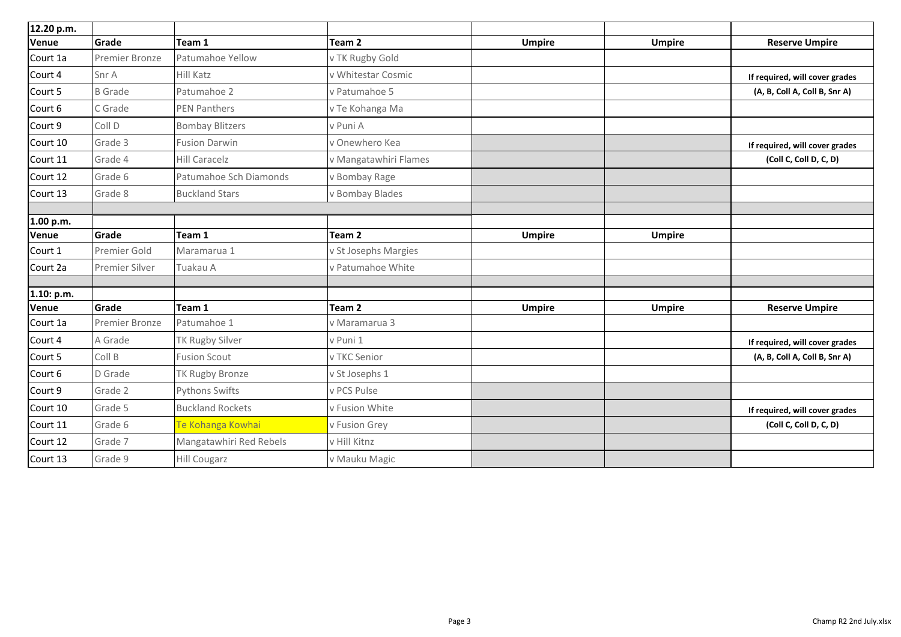| 12.20 p.m. | | | | | | |
|---|---|---|---|---|---|---|
| **Venue** | **Grade** | **Team 1** | **Team 2** | **Umpire** | **Umpire** | **Reserve Umpire** |
| Court 1a | Premier Bronze | Patumahoe Yellow | v TK Rugby Gold | | | |
| Court 4 | Snr A | Hill Katz | v Whitestar Cosmic | | | **If required, will cover grades** |
| Court 5 | B Grade | Patumahoe 2 | v Patumahoe 5 | | | **(A, B, Coll A, Coll B, Snr A)** |
| Court 6 | C Grade | PEN Panthers | v Te Kohanga Ma | | | |
| Court 9 | Coll D | Bombay Blitzers | v Puni A | | | |
| Court 10 | Grade 3 | Fusion Darwin | v Onewhero Kea | | | **If required, will cover grades** |
| Court 11 | Grade 4 | Hill Caracelz | v Mangatawhiri Flames | | | **(Coll C, Coll D, C, D)** |
| Court 12 | Grade 6 | Patumahoe Sch Diamonds | v Bombay Rage | | | |
| Court 13 | Grade 8 | Buckland Stars | v Bombay Blades | | | |

| 1.00 p.m. | | | | | |
|---|---|---|---|---|---|
| **Venue** | **Grade** | **Team 1** | **Team 2** | **Umpire** | **Umpire** |
| Court 1 | Premier Gold | Maramarua 1 | v St Josephs Margies | | |
| Court 2a | Premier Silver | Tuakau A | v Patumahoe White | | |

| 1.10: p.m. | | | | | | |
|---|---|---|---|---|---|---|
| **Venue** | **Grade** | **Team 1** | **Team 2** | **Umpire** | **Umpire** | **Reserve Umpire** |
| Court 1a | Premier Bronze | Patumahoe 1 | v Maramarua 3 | | | |
| Court 4 | A Grade | TK Rugby Silver | v Puni 1 | | | **If required, will cover grades** |
| Court 5 | Coll B | Fusion Scout | v TKC Senior | | | **(A, B, Coll A, Coll B, Snr A)** |
| Court 6 | D Grade | TK Rugby Bronze | v St Josephs 1 | | | |
| Court 9 | Grade 2 | Pythons Swifts | v PCS Pulse | | | |
| Court 10 | Grade 5 | Buckland Rockets | v Fusion White | | | **If required, will cover grades** |
| Court 11 | Grade 6 | Te Kohanga Kowhai | v Fusion Grey | | | **(Coll C, Coll D, C, D)** |
| Court 12 | Grade 7 | Mangatawhiri Red Rebels | v Hill Kitnz | | | |
| Court 13 | Grade 9 | Hill Cougarz | v Mauku Magic | | | |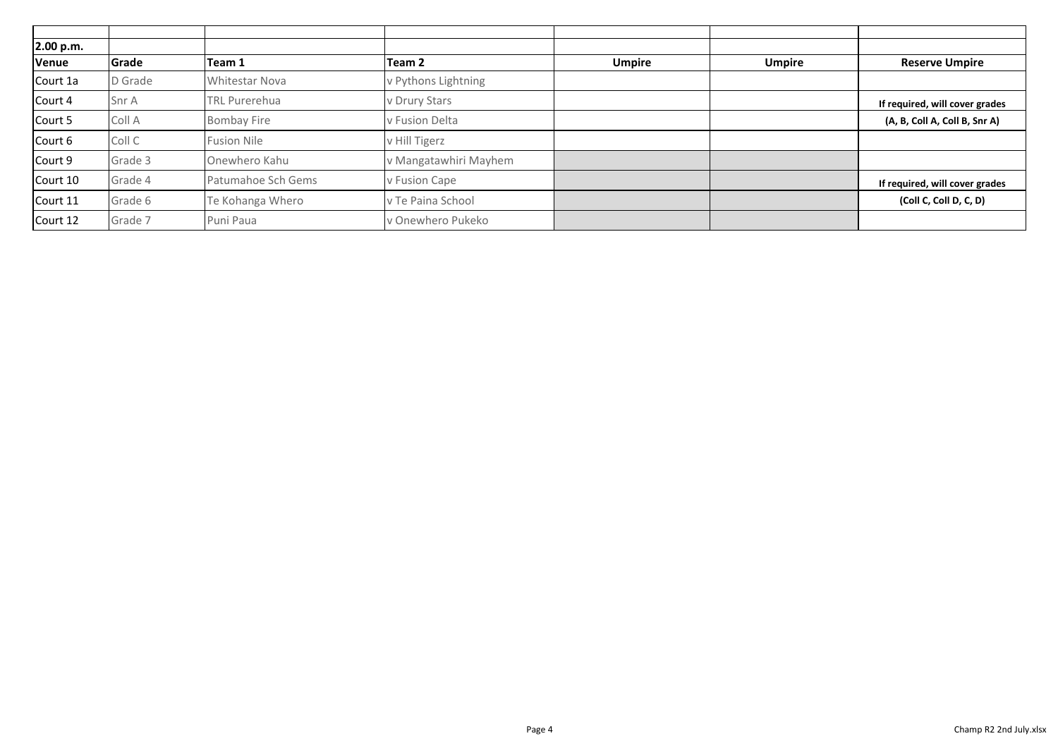| | | | | | | |
|---|---|---|---|---|---|---|
| **2.00 p.m.** | | | | | | |
| **Venue** | **Grade** | **Team 1** | **Team 2** | **Umpire** | **Umpire** | **Reserve Umpire** |
| Court 1a | D Grade | Whitestar Nova | v Pythons Lightning | | | |
| Court 4 | Snr A | TRL Purerehua | v Drury Stars | | | **If required, will cover grades** |
| Court 5 | Coll A | Bombay Fire | v Fusion Delta | | | **(A, B, Coll A, Coll B, Snr A)** |
| Court 6 | Coll C | Fusion Nile | v Hill Tigerz | | | |
| Court 9 | Grade 3 | Onewhero Kahu | v Mangatawhiri Mayhem | | | |
| Court 10 | Grade 4 | Patumahoe Sch Gems | v Fusion Cape | | | **If required, will cover grades** |
| Court 11 | Grade 6 | Te Kohanga Whero | v Te Paina School | | | **(Coll C, Coll D, C, D)** |
| Court 12 | Grade 7 | Puni Paua | v Onewhero Pukeko | | | |